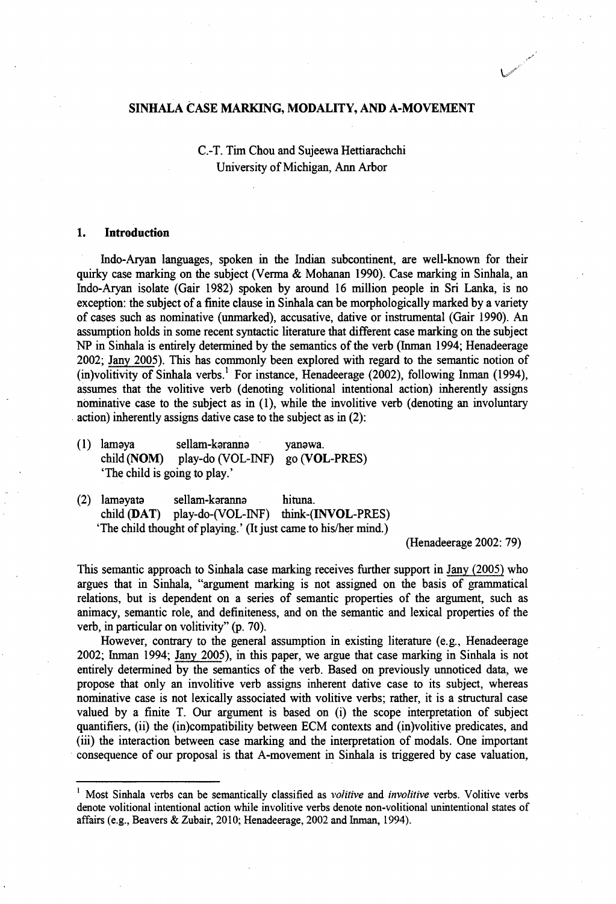# SINHALA CASE MARKING, MODALITY, AND A-MOVEMENT

C.-T. Tim Chou and Sujeewa Hettiarachchi
University of Michigan, Ann Arbor

## 1. Introduction

Indo-Aryan languages, spoken in the Indian subcontinent, are well-known for their quirky case marking on the subject (Verma & Mohanan 1990). Case marking in Sinhala, an Indo-Aryan isolate (Gair 1982) spoken by around 16 million people in Sri Lanka, is no exception: the subject of a finite clause in Sinhala can be morphologically marked by a variety of cases such as nominative (unmarked), accusative, dative or instrumental (Gair 1990). An assumption holds in some recent syntactic literature that different case marking on the subject NP in Sinhala is entirely determined by the semantics of the verb (Inman 1994; Henadeerage 2002; Jany 2005). This has commonly been explored with regard to the semantic notion of (in)volitivity of Sinhala verbs.[1] For instance, Henadeerage (2002), following Inman (1994), assumes that the volitive verb (denoting volitional intentional action) inherently assigns nominative case to the subject as in (1), while the involitive verb (denoting an involuntary action) inherently assigns dative case to the subject as in (2):

(1) laməya sellam-kəranna yanəwa.
child (**NOM**) play-do (VOL-INF) go (**VOL**-PRES)
'The child is going to play.'

(2) laməyatə sellam-kəranna hituna.
child (**DAT**) play-do-(VOL-INF) think-(**INVOL**-PRES)
'The child thought of playing.' (It just came to his/her mind.)

(Henadeerage 2002: 79)

This semantic approach to Sinhala case marking receives further support in Jany (2005) who argues that in Sinhala, "argument marking is not assigned on the basis of grammatical relations, but is dependent on a series of semantic properties of the argument, such as animacy, semantic role, and definiteness, and on the semantic and lexical properties of the verb, in particular on volitivity" (p. 70).

However, contrary to the general assumption in existing literature (e.g., Henadeerage 2002; Inman 1994; Jany 2005), in this paper, we argue that case marking in Sinhala is not entirely determined by the semantics of the verb. Based on previously unnoticed data, we propose that only an involitive verb assigns inherent dative case to its subject, whereas nominative case is not lexically associated with volitive verbs; rather, it is a structural case valued by a finite T. Our argument is based on (i) the scope interpretation of subject quantifiers, (ii) the (in)compatibility between ECM contexts and (in)volitive predicates, and (iii) the interaction between case marking and the interpretation of modals. One important consequence of our proposal is that A-movement in Sinhala is triggered by case valuation,

[1] Most Sinhala verbs can be semantically classified as *volitive* and *involitive* verbs. Volitive verbs denote volitional intentional action while involitive verbs denote non-volitional unintentional states of affairs (e.g., Beavers & Zubair, 2010; Henadeerage, 2002 and Inman, 1994).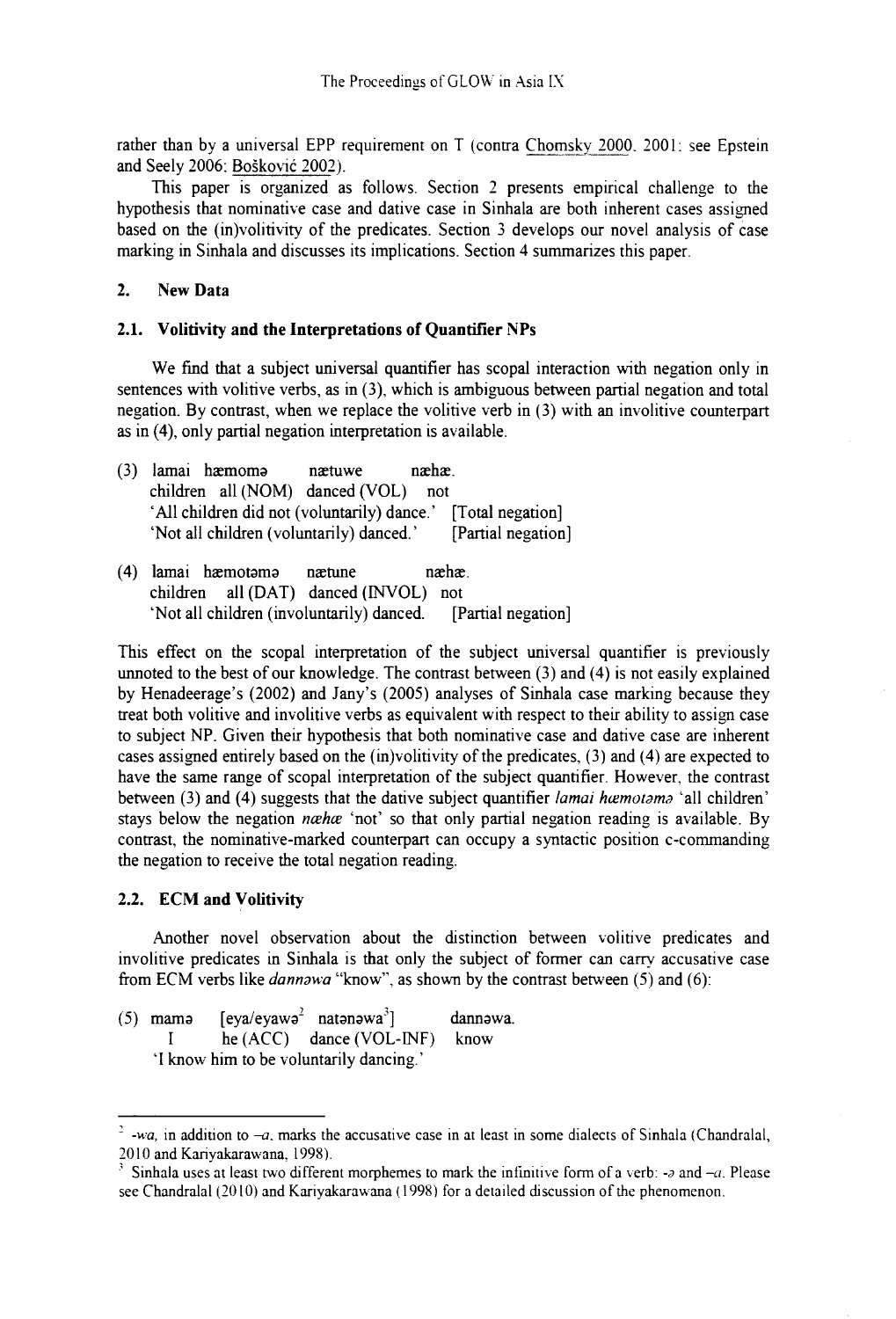rather than by a universal EPP requirement on T (contra Chomsky 2000, 2001; see Epstein and Seely 2006; Bošković 2002).

This paper is organized as follows. Section 2 presents empirical challenge to the hypothesis that nominative case and dative case in Sinhala are both inherent cases assigned based on the (in)volitivity of the predicates. Section 3 develops our novel analysis of case marking in Sinhala and discusses its implications. Section 4 summarizes this paper.

## 2. New Data

### 2.1. Volitivity and the Interpretations of Quantifier NPs

We find that a subject universal quantifier has scopal interaction with negation only in sentences with volitive verbs, as in (3), which is ambiguous between partial negation and total negation. By contrast, when we replace the volitive verb in (3) with an involitive counterpart as in (4), only partial negation interpretation is available.

(3) lamai hæmomə nætuwe næhæ.
 children all (NOM) danced (VOL) not
 'All children did not (voluntarily) dance.' [Total negation]
 'Not all children (voluntarily) danced.' [Partial negation]

(4) lamai hæmotəmə nætune næhæ.
 children all (DAT) danced (INVOL) not
 'Not all children (involuntarily) danced. [Partial negation]

This effect on the scopal interpretation of the subject universal quantifier is previously unnoted to the best of our knowledge. The contrast between (3) and (4) is not easily explained by Henadeerage's (2002) and Jany's (2005) analyses of Sinhala case marking because they treat both volitive and involitive verbs as equivalent with respect to their ability to assign case to subject NP. Given their hypothesis that both nominative case and dative case are inherent cases assigned entirely based on the (in)volitivity of the predicates, (3) and (4) are expected to have the same range of scopal interpretation of the subject quantifier. However, the contrast between (3) and (4) suggests that the dative subject quantifier *lamai hæmotəmə* 'all children' stays below the negation *næhæ* 'not' so that only partial negation reading is available. By contrast, the nominative-marked counterpart can occupy a syntactic position c-commanding the negation to receive the total negation reading.

### 2.2. ECM and Volitivity

Another novel observation about the distinction between volitive predicates and involitive predicates in Sinhala is that only the subject of former can carry accusative case from ECM verbs like *dannəwa* "know", as shown by the contrast between (5) and (6):

(5) mamə [eya/eyawə[2] natənəwa[3]] dannəwa.
 I he (ACC) dance (VOL-INF) know
 'I know him to be voluntarily dancing.'

---

[2] *-wa*, in addition to *-a*, marks the accusative case in at least in some dialects of Sinhala (Chandralal, 2010 and Kariyakarawana, 1998).

[3] Sinhala uses at least two different morphemes to mark the infinitive form of a verb: *-ə* and *-a*. Please see Chandralal (2010) and Kariyakarawana (1998) for a detailed discussion of the phenomenon.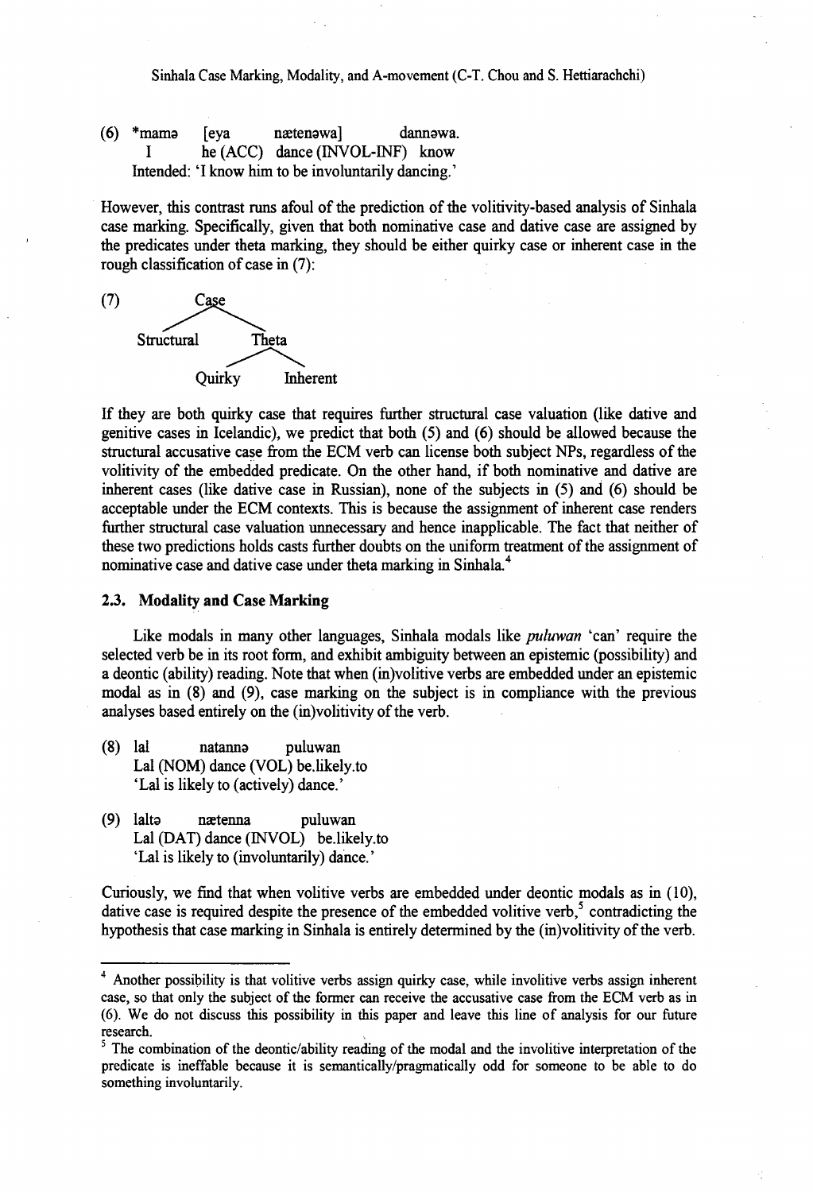(6) *mamə [eya nætenəwa] dannəwa.
    I he (ACC) dance (INVOL-INF) know
    Intended: 'I know him to be involuntarily dancing.'

However, this contrast runs afoul of the prediction of the volitivity-based analysis of Sinhala case marking. Specifically, given that both nominative case and dative case are assigned by the predicates under theta marking, they should be either quirky case or inherent case in the rough classification of case in (7):

(7)
```
        Case
       /    \
Structural   Theta
            /     \
        Quirky   Inherent
```

If they are both quirky case that requires further structural case valuation (like dative and genitive cases in Icelandic), we predict that both (5) and (6) should be allowed because the structural accusative case from the ECM verb can license both subject NPs, regardless of the volitivity of the embedded predicate. On the other hand, if both nominative and dative are inherent cases (like dative case in Russian), none of the subjects in (5) and (6) should be acceptable under the ECM contexts. This is because the assignment of inherent case renders further structural case valuation unnecessary and hence inapplicable. The fact that neither of these two predictions holds casts further doubts on the uniform treatment of the assignment of nominative case and dative case under theta marking in Sinhala.[4]

### 2.3. Modality and Case Marking

Like modals in many other languages, Sinhala modals like *puluwan* 'can' require the selected verb be in its root form, and exhibit ambiguity between an epistemic (possibility) and a deontic (ability) reading. Note that when (in)volitive verbs are embedded under an epistemic modal as in (8) and (9), case marking on the subject is in compliance with the previous analyses based entirely on the (in)volitivity of the verb.

(8) lal natannə puluwan
    Lal (NOM) dance (VOL) be.likely.to
    'Lal is likely to (actively) dance.'

(9) laltə nætenna puluwan
    Lal (DAT) dance (INVOL) be.likely.to
    'Lal is likely to (involuntarily) dance.'

Curiously, we find that when volitive verbs are embedded under deontic modals as in (10), dative case is required despite the presence of the embedded volitive verb,[5] contradicting the hypothesis that case marking in Sinhala is entirely determined by the (in)volitivity of the verb.

---

[4] Another possibility is that volitive verbs assign quirky case, while involitive verbs assign inherent case, so that only the subject of the former can receive the accusative case from the ECM verb as in (6). We do not discuss this possibility in this paper and leave this line of analysis for our future research.

[5] The combination of the deontic/ability reading of the modal and the involitive interpretation of the predicate is ineffable because it is semantically/pragmatically odd for someone to be able to do something involuntarily.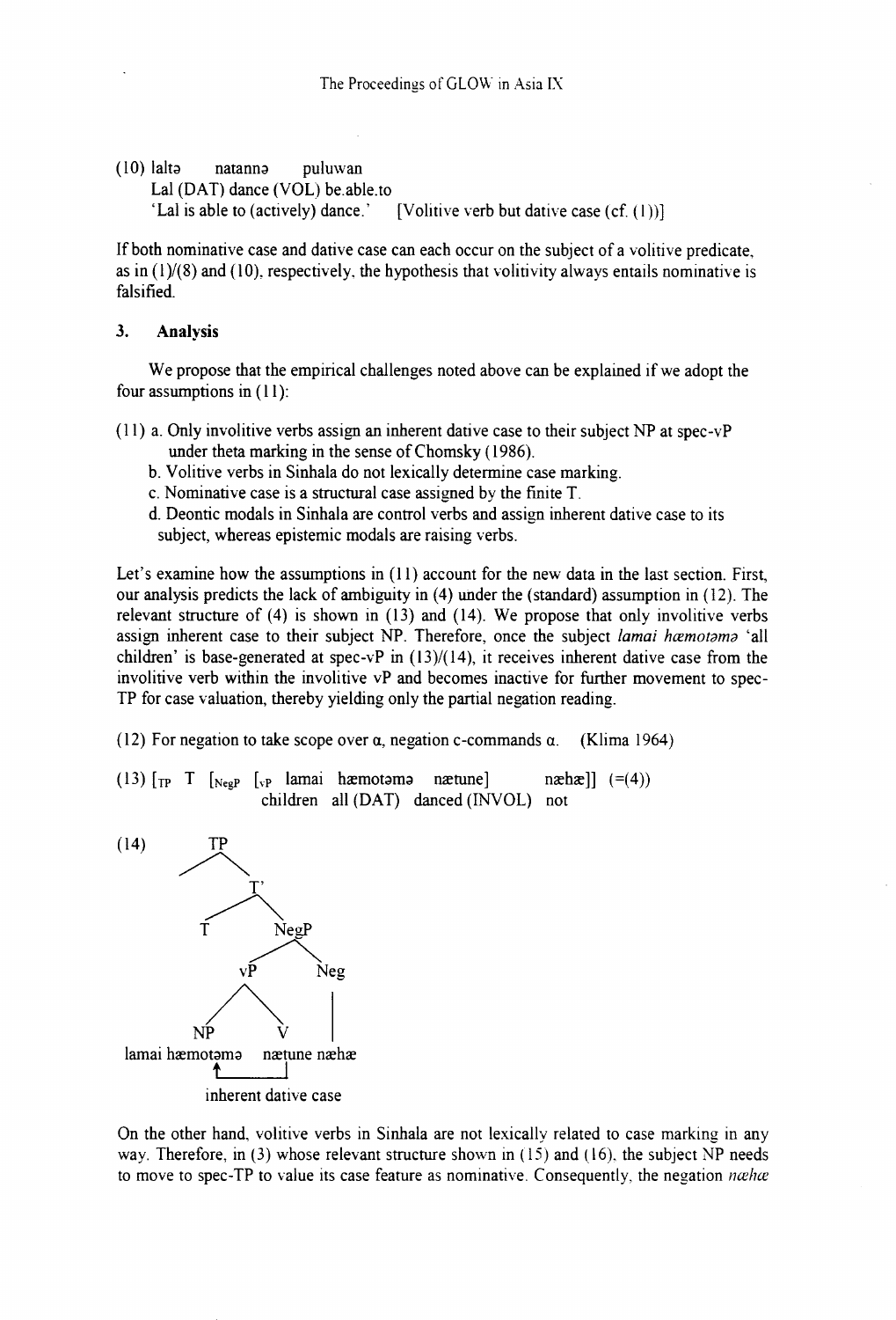(10) laltə natannə puluwan
    Lal (DAT) dance (VOL) be.able.to
    'Lal is able to (actively) dance.' [Volitive verb but dative case (cf. (1))]

If both nominative case and dative case can each occur on the subject of a volitive predicate, as in (1)/(8) and (10), respectively, the hypothesis that volitivity always entails nominative is falsified.

## 3. Analysis

We propose that the empirical challenges noted above can be explained if we adopt the four assumptions in (11):

(11) a. Only involitive verbs assign an inherent dative case to their subject NP at spec-vP under theta marking in the sense of Chomsky (1986).
  b. Volitive verbs in Sinhala do not lexically determine case marking.
  c. Nominative case is a structural case assigned by the finite T.
  d. Deontic modals in Sinhala are control verbs and assign inherent dative case to its subject, whereas epistemic modals are raising verbs.

Let's examine how the assumptions in (11) account for the new data in the last section. First, our analysis predicts the lack of ambiguity in (4) under the (standard) assumption in (12). The relevant structure of (4) is shown in (13) and (14). We propose that only involitive verbs assign inherent case to their subject NP. Therefore, once the subject *lamai hæmotəmə* 'all children' is base-generated at spec-vP in (13)/(14), it receives inherent dative case from the involitive verb within the involitive vP and becomes inactive for further movement to spec-TP for case valuation, thereby yielding only the partial negation reading.

(12) For negation to take scope over $\alpha$, negation c-commands $\alpha$. (Klima 1964)

(13) $[_{TP}$ T $[_{NegP}$ $[_{vP}$ lamai hæmotəmə nætune] næhæ]] (=(4))
    children all (DAT) danced (INVOL) not

(14) [TP [T'  T  [NegP [vP NP V] Neg]]]
  lamai hæmotəmə  nætune  næhæ
  (arrow from V to NP: inherent dative case)

On the other hand, volitive verbs in Sinhala are not lexically related to case marking in any way. Therefore, in (3) whose relevant structure shown in (15) and (16), the subject NP needs to move to spec-TP to value its case feature as nominative. Consequently, the negation *næhæ*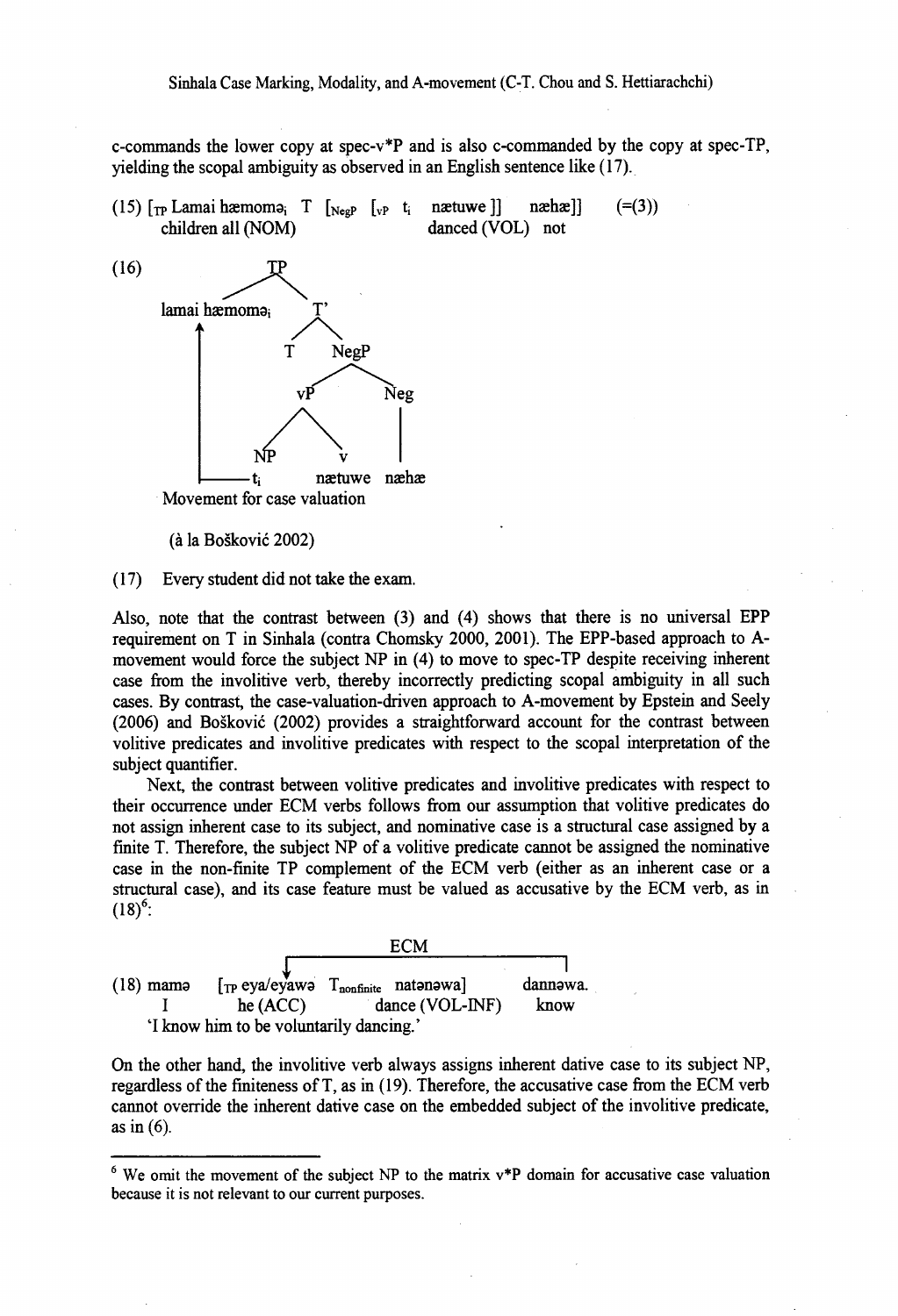c-commands the lower copy at spec-v*P and is also c-commanded by the copy at spec-TP, yielding the scopal ambiguity as observed in an English sentence like (17).

(15) [$_{TP}$ Lamai hæmomə$_i$ T [$_{NegP}$ [$_{vP}$ t$_i$ nætuwe ]] næhæ]] (=(3))
children all (NOM) danced (VOL) not

(16)

```
              TP
             /  \
lamai hæmomə_i   T'
    ^           /  \
    |          T    NegP
    |              /    \
    |            vP      Neg
    |           /  \      |
    |         NP    v     |
    |---------t_i  nætuwe næhæ
Movement for case valuation
```

(à la Bošković 2002)

(17) Every student did not take the exam.

Also, note that the contrast between (3) and (4) shows that there is no universal EPP requirement on T in Sinhala (contra Chomsky 2000, 2001). The EPP-based approach to A-movement would force the subject NP in (4) to move to spec-TP despite receiving inherent case from the involitive verb, thereby incorrectly predicting scopal ambiguity in all such cases. By contrast, the case-valuation-driven approach to A-movement by Epstein and Seely (2006) and Bošković (2002) provides a straightforward account for the contrast between volitive predicates and involitive predicates with respect to the scopal interpretation of the subject quantifier.

Next, the contrast between volitive predicates and involitive predicates with respect to their occurrence under ECM verbs follows from our assumption that volitive predicates do not assign inherent case to its subject, and nominative case is a structural case assigned by a finite T. Therefore, the subject NP of a volitive predicate cannot be assigned the nominative case in the non-finite TP complement of the ECM verb (either as an inherent case or a structural case), and its case feature must be valued as accusative by the ECM verb, as in (18)[6]:

(18) mamə [$_{TP}$ eya/eyawə T$_{nonfinite}$ natənawa] dannəwa. (ECM: dannəwa → eya/eyawə)
I he (ACC) dance (VOL-INF) know
'I know him to be voluntarily dancing.'

On the other hand, the involitive verb always assigns inherent dative case to its subject NP, regardless of the finiteness of T, as in (19). Therefore, the accusative case from the ECM verb cannot override the inherent dative case on the embedded subject of the involitive predicate, as in (6).

---

[6] We omit the movement of the subject NP to the matrix v*P domain for accusative case valuation because it is not relevant to our current purposes.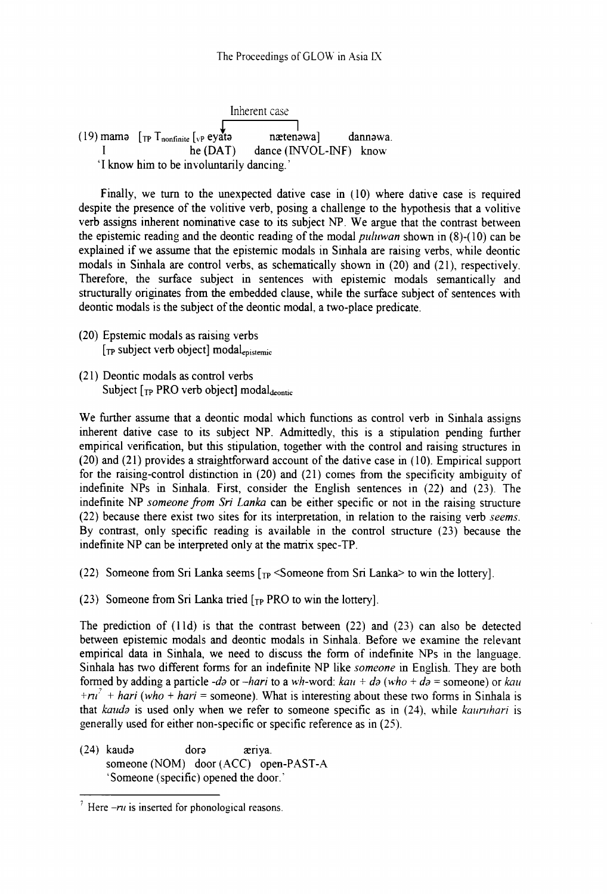Inherent case

(19) mamə [$_{TP}$ T$_{nonfinite}$ [$_{vP}$ eyaṭə nætenəwa] dannəwa.
I he (DAT) dance (INVOL-INF) know
'I know him to be involuntarily dancing.'

Finally, we turn to the unexpected dative case in (10) where dative case is required despite the presence of the volitive verb, posing a challenge to the hypothesis that a volitive verb assigns inherent nominative case to its subject NP. We argue that the contrast between the epistemic reading and the deontic reading of the modal *puluwan* shown in (8)-(10) can be explained if we assume that the epistemic modals in Sinhala are raising verbs, while deontic modals in Sinhala are control verbs, as schematically shown in (20) and (21), respectively. Therefore, the surface subject in sentences with epistemic modals semantically and structurally originates from the embedded clause, while the surface subject of sentences with deontic modals is the subject of the deontic modal, a two-place predicate.

(20) Epstemic modals as raising verbs
[$_{TP}$ subject verb object] modal$_{epistemic}$

(21) Deontic modals as control verbs
Subject [$_{TP}$ PRO verb object] modal$_{deontic}$

We further assume that a deontic modal which functions as control verb in Sinhala assigns inherent dative case to its subject NP. Admittedly, this is a stipulation pending further empirical verification, but this stipulation, together with the control and raising structures in (20) and (21) provides a straightforward account of the dative case in (10). Empirical support for the raising-control distinction in (20) and (21) comes from the specificity ambiguity of indefinite NPs in Sinhala. First, consider the English sentences in (22) and (23). The indefinite NP *someone from Sri Lanka* can be either specific or not in the raising structure (22) because there exist two sites for its interpretation, in relation to the raising verb *seems*. By contrast, only specific reading is available in the control structure (23) because the indefinite NP can be interpreted only at the matrix spec-TP.

(22) Someone from Sri Lanka seems [$_{TP}$ <Someone from Sri Lanka> to win the lottery].

(23) Someone from Sri Lanka tried [$_{TP}$ PRO to win the lottery].

The prediction of (11d) is that the contrast between (22) and (23) can also be detected between epistemic modals and deontic modals in Sinhala. Before we examine the relevant empirical data in Sinhala, we need to discuss the form of indefinite NPs in the language. Sinhala has two different forms for an indefinite NP like *someone* in English. They are both formed by adding a particle *-də* or *–hari* to a *wh*-word: *kau + də* (*who + də* = someone) or *kau +ru*[7] *+ hari* (*who + hari* = someone). What is interesting about these two forms in Sinhala is that *kaudə* is used only when we refer to someone specific as in (24), while *kauruhari* is generally used for either non-specific or specific reference as in (25).

(24) kaudə dorə æriya.
someone (NOM) door (ACC) open-PAST-A
'Someone (specific) opened the door.'

---

[7] Here *–ru* is inserted for phonological reasons.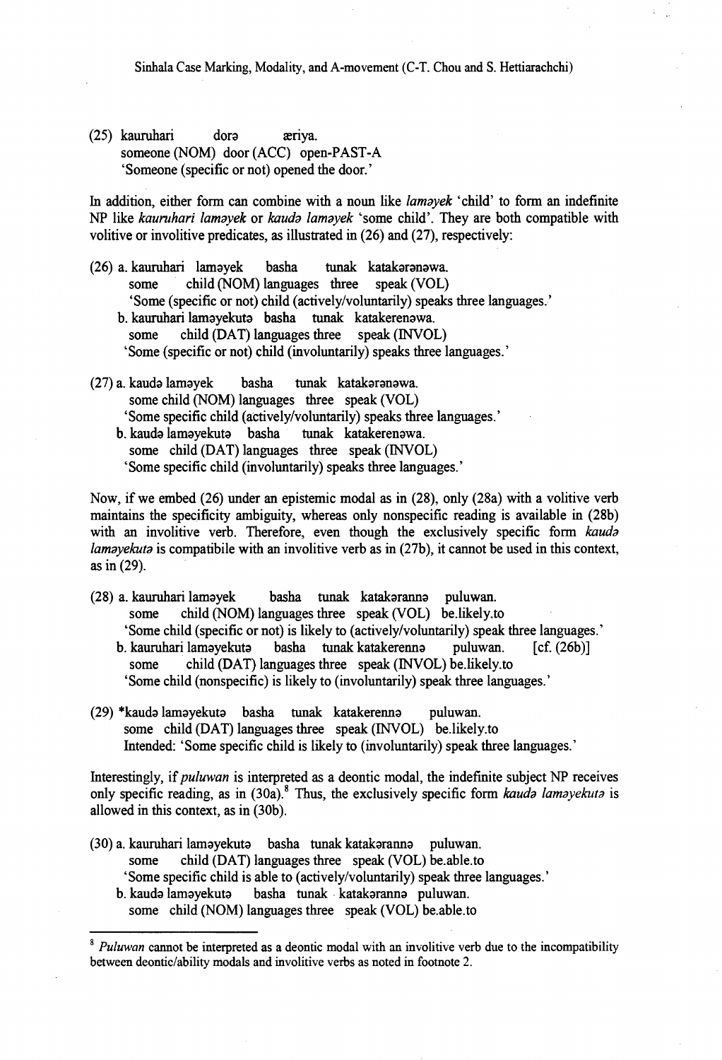(25) kauruhari dorə æriya.
someone (NOM) door (ACC) open-PAST-A
'Someone (specific or not) opened the door.'

In addition, either form can combine with a noun like *laməyek* 'child' to form an indefinite NP like *kauruhari laməyek* or *kaudə laməyek* 'some child'. They are both compatible with volitive or involitive predicates, as illustrated in (26) and (27), respectively:

(26) a. kauruhari laməyek basha tunak katakərənəwa.
some child (NOM) languages three speak (VOL)
'Some (specific or not) child (actively/voluntarily) speaks three languages.'
b. kauruhari laməyekutə basha tunak katakerenəwa.
some child (DAT) languages three speak (INVOL)
'Some (specific or not) child (involuntarily) speaks three languages.'

(27) a. kaudə laməyek basha tunak katakərənəwa.
some child (NOM) languages three speak (VOL)
'Some specific child (actively/voluntarily) speaks three languages.'
b. kaudə laməyekutə basha tunak katakerenəwa.
some child (DAT) languages three speak (INVOL)
'Some specific child (involuntarily) speaks three languages.'

Now, if we embed (26) under an epistemic modal as in (28), only (28a) with a volitive verb maintains the specificity ambiguity, whereas only nonspecific reading is available in (28b) with an involitive verb. Therefore, even though the exclusively specific form *kaudə laməyekutə* is compatibile with an involitive verb as in (27b), it cannot be used in this context, as in (29).

(28) a. kauruhari laməyek basha tunak katakərannə puluwan.
some child (NOM) languages three speak (VOL) be.likely.to
'Some child (specific or not) is likely to (actively/voluntarily) speak three languages.'
b. kauruhari laməyekutə basha tunak katakerennə puluwan. [cf. (26b)]
some child (DAT) languages three speak (INVOL) be.likely.to
'Some child (nonspecific) is likely to (involuntarily) speak three languages.'

(29) *kaudə laməyekutə basha tunak katakerennə puluwan.
some child (DAT) languages three speak (INVOL) be.likely.to
Intended: 'Some specific child is likely to (involuntarily) speak three languages.'

Interestingly, if *puluwan* is interpreted as a deontic modal, the indefinite subject NP receives only specific reading, as in (30a).[8] Thus, the exclusively specific form *kaudə laməyekutə* is allowed in this context, as in (30b).

(30) a. kauruhari laməyekutə basha tunak katakərannə puluwan.
some child (DAT) languages three speak (VOL) be.able.to
'Some specific child is able to (actively/voluntarily) speak three languages.'
b. kaudə laməyekutə basha tunak katakərannə puluwan.
some child (NOM) languages three speak (VOL) be.able.to

[8] *Puluwan* cannot be interpreted as a deontic modal with an involitive verb due to the incompatibility between deontic/ability modals and involitive verbs as noted in footnote 2.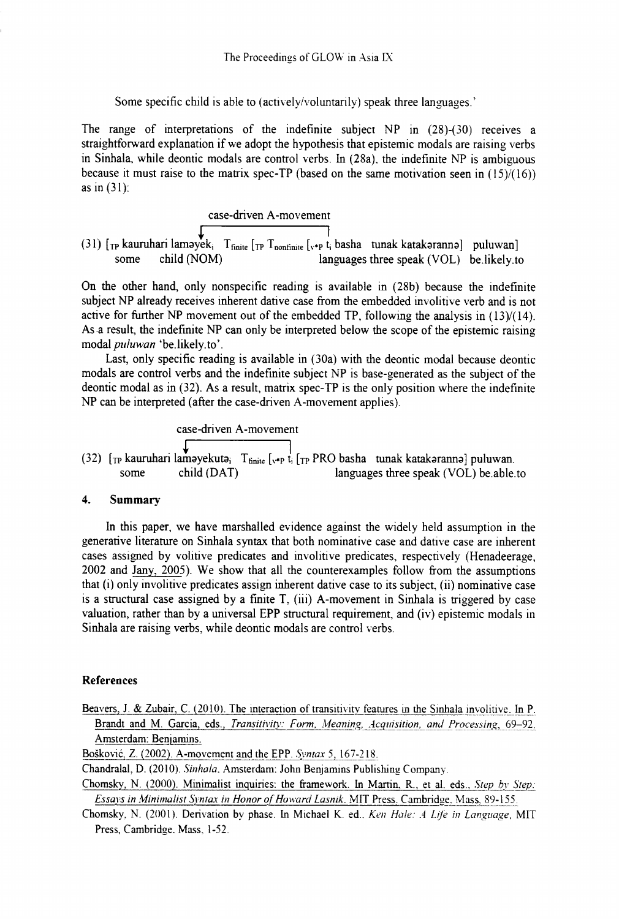Some specific child is able to (actively/voluntarily) speak three languages.'

The range of interpretations of the indefinite subject NP in (28)-(30) receives a straightforward explanation if we adopt the hypothesis that epistemic modals are raising verbs in Sinhala, while deontic modals are control verbs. In (28a), the indefinite NP is ambiguous because it must raise to the matrix spec-TP (based on the same motivation seen in (15)/(16)) as in (31):

case-driven A-movement

(31) [$_{TP}$ kauruhari laməyek$_i$ T$_{finite}$ [$_{TP}$ T$_{nonfinite}$ [$_{v*P}$ t$_i$ basha tunak katakəranna] puluwan]
some child (NOM) languages three speak (VOL) be.likely.to

On the other hand, only nonspecific reading is available in (28b) because the indefinite subject NP already receives inherent dative case from the embedded involitive verb and is not active for further NP movement out of the embedded TP, following the analysis in (13)/(14). As a result, the indefinite NP can only be interpreted below the scope of the epistemic raising modal *puluwan* 'be.likely.to'.

Last, only specific reading is available in (30a) with the deontic modal because deontic modals are control verbs and the indefinite subject NP is base-generated as the subject of the deontic modal as in (32). As a result, matrix spec-TP is the only position where the indefinite NP can be interpreted (after the case-driven A-movement applies).

case-driven A-movement

(32) [$_{TP}$ kauruhari laməyekutə$_i$ T$_{finite}$ [$_{v*P}$ t$_i$ [$_{TP}$ PRO basha tunak katakəranna] puluwan.
some child (DAT) languages three speak (VOL) be.able.to

## 4. Summary

In this paper, we have marshalled evidence against the widely held assumption in the generative literature on Sinhala syntax that both nominative case and dative case are inherent cases assigned by volitive predicates and involitive predicates, respectively (Henadeerage, 2002 and Jany, 2005). We show that all the counterexamples follow from the assumptions that (i) only involitive predicates assign inherent dative case to its subject, (ii) nominative case is a structural case assigned by a finite T, (iii) A-movement in Sinhala is triggered by case valuation, rather than by a universal EPP structural requirement, and (iv) epistemic modals in Sinhala are raising verbs, while deontic modals are control verbs.

## References

Beavers, J. & Zubair, C. (2010). The interaction of transitivity features in the Sinhala involitive. In P. Brandt and M. Garcia, eds., *Transitivity: Form, Meaning, Acquisition, and Processing*, 69–92. Amsterdam: Benjamins.

Bošković, Z. (2002). A-movement and the EPP. *Syntax* 5, 167-218.

Chandralal, D. (2010). *Sinhala*. Amsterdam: John Benjamins Publishing Company.

Chomsky, N. (2000). Minimalist inquiries: the framework. In Martin, R., et al. eds., *Step by Step: Essays in Minimalist Syntax in Honor of Howard Lasnik*. MIT Press, Cambridge, Mass, 89-155.

Chomsky, N. (2001). Derivation by phase. In Michael K. ed., *Ken Hale: A Life in Language*, MIT Press, Cambridge, Mass, 1-52.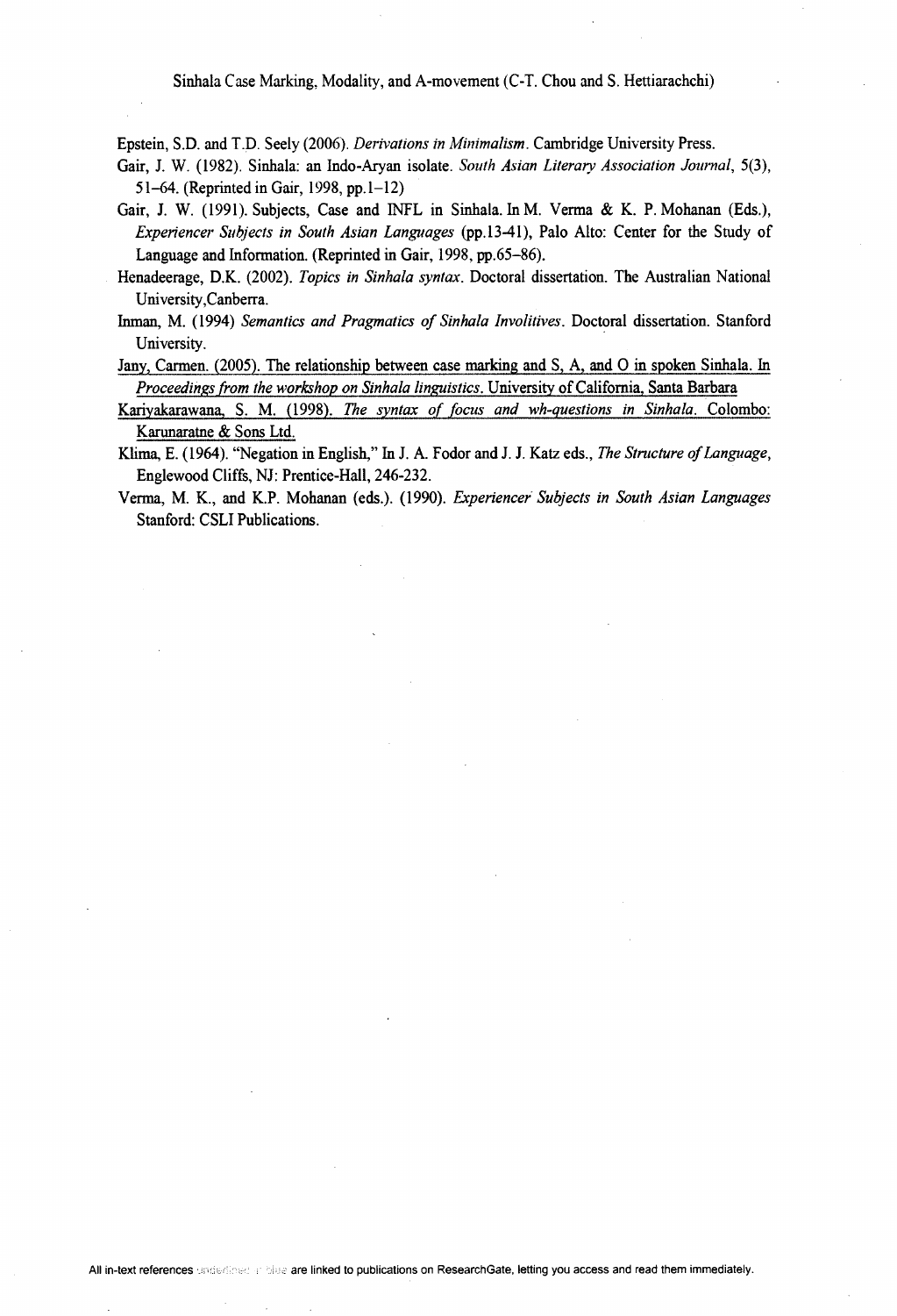Epstein, S.D. and T.D. Seely (2006). *Derivations in Minimalism*. Cambridge University Press.

Gair, J. W. (1982). Sinhala: an Indo-Aryan isolate. *South Asian Literary Association Journal*, 5(3), 51–64. (Reprinted in Gair, 1998, pp.1–12)

Gair, J. W. (1991). Subjects, Case and INFL in Sinhala. In M. Verma & K. P. Mohanan (Eds.), *Experiencer Subjects in South Asian Languages* (pp.13-41), Palo Alto: Center for the Study of Language and Information. (Reprinted in Gair, 1998, pp.65–86).

Henadeerage, D.K. (2002). *Topics in Sinhala syntax*. Doctoral dissertation. The Australian National University,Canberra.

Inman, M. (1994) *Semantics and Pragmatics of Sinhala Involitives*. Doctoral dissertation. Stanford University.

Jany, Carmen. (2005). The relationship between case marking and S, A, and O in spoken Sinhala. In *Proceedings from the workshop on Sinhala linguistics*. University of California, Santa Barbara

Kariyakarawana, S. M. (1998). *The syntax of focus and wh-questions in Sinhala*. Colombo: Karunaratne & Sons Ltd.

Klima, E. (1964). "Negation in English," In J. A. Fodor and J. J. Katz eds., *The Structure of Language*, Englewood Cliffs, NJ: Prentice-Hall, 246-232.

Verma, M. K., and K.P. Mohanan (eds.). (1990). *Experiencer Subjects in South Asian Languages* Stanford: CSLI Publications.